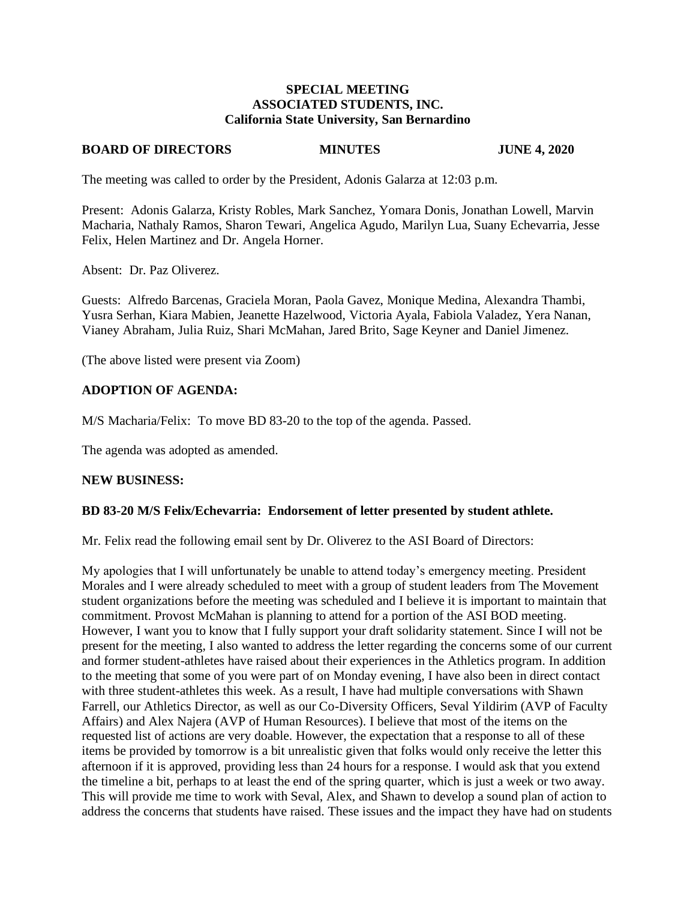**SPECIAL MEETING**
**ASSOCIATED STUDENTS, INC.**
**California State University, San Bernardino**

**BOARD OF DIRECTORS** | **MINUTES** | **JUNE 4, 2020**

The meeting was called to order by the President, Adonis Galarza at 12:03 p.m.

Present: Adonis Galarza, Kristy Robles, Mark Sanchez, Yomara Donis, Jonathan Lowell, Marvin Macharia, Nathaly Ramos, Sharon Tewari, Angelica Agudo, Marilyn Lua, Suany Echevarria, Jesse Felix, Helen Martinez and Dr. Angela Horner.

Absent: Dr. Paz Oliverez.

Guests: Alfredo Barcenas, Graciela Moran, Paola Gavez, Monique Medina, Alexandra Thambi, Yusra Serhan, Kiara Mabien, Jeanette Hazelwood, Victoria Ayala, Fabiola Valadez, Yera Nanan, Vianey Abraham, Julia Ruiz, Shari McMahan, Jared Brito, Sage Keyner and Daniel Jimenez.

(The above listed were present via Zoom)

## ADOPTION OF AGENDA:

M/S Macharia/Felix: To move BD 83-20 to the top of the agenda. Passed.

The agenda was adopted as amended.

## NEW BUSINESS:

### BD 83-20 M/S Felix/Echevarria: Endorsement of letter presented by student athlete.

Mr. Felix read the following email sent by Dr. Oliverez to the ASI Board of Directors:

My apologies that I will unfortunately be unable to attend today's emergency meeting. President Morales and I were already scheduled to meet with a group of student leaders from The Movement student organizations before the meeting was scheduled and I believe it is important to maintain that commitment. Provost McMahan is planning to attend for a portion of the ASI BOD meeting. However, I want you to know that I fully support your draft solidarity statement. Since I will not be present for the meeting, I also wanted to address the letter regarding the concerns some of our current and former student-athletes have raised about their experiences in the Athletics program. In addition to the meeting that some of you were part of on Monday evening, I have also been in direct contact with three student-athletes this week. As a result, I have had multiple conversations with Shawn Farrell, our Athletics Director, as well as our Co-Diversity Officers, Seval Yildirim (AVP of Faculty Affairs) and Alex Najera (AVP of Human Resources). I believe that most of the items on the requested list of actions are very doable. However, the expectation that a response to all of these items be provided by tomorrow is a bit unrealistic given that folks would only receive the letter this afternoon if it is approved, providing less than 24 hours for a response. I would ask that you extend the timeline a bit, perhaps to at least the end of the spring quarter, which is just a week or two away. This will provide me time to work with Seval, Alex, and Shawn to develop a sound plan of action to address the concerns that students have raised. These issues and the impact they have had on students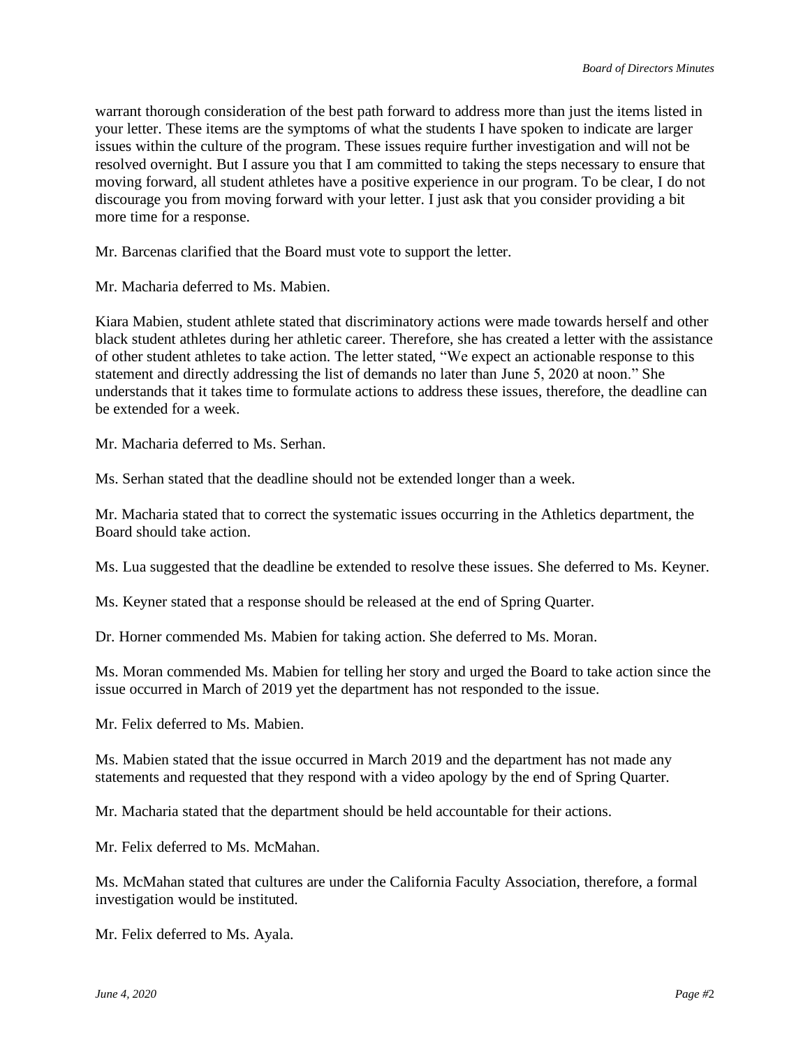warrant thorough consideration of the best path forward to address more than just the items listed in your letter. These items are the symptoms of what the students I have spoken to indicate are larger issues within the culture of the program. These issues require further investigation and will not be resolved overnight. But I assure you that I am committed to taking the steps necessary to ensure that moving forward, all student athletes have a positive experience in our program. To be clear, I do not discourage you from moving forward with your letter. I just ask that you consider providing a bit more time for a response.

Mr. Barcenas clarified that the Board must vote to support the letter.

Mr. Macharia deferred to Ms. Mabien.

Kiara Mabien, student athlete stated that discriminatory actions were made towards herself and other black student athletes during her athletic career. Therefore, she has created a letter with the assistance of other student athletes to take action. The letter stated, "We expect an actionable response to this statement and directly addressing the list of demands no later than June 5, 2020 at noon." She understands that it takes time to formulate actions to address these issues, therefore, the deadline can be extended for a week.

Mr. Macharia deferred to Ms. Serhan.

Ms. Serhan stated that the deadline should not be extended longer than a week.

Mr. Macharia stated that to correct the systematic issues occurring in the Athletics department, the Board should take action.

Ms. Lua suggested that the deadline be extended to resolve these issues. She deferred to Ms. Keyner.

Ms. Keyner stated that a response should be released at the end of Spring Quarter.

Dr. Horner commended Ms. Mabien for taking action. She deferred to Ms. Moran.

Ms. Moran commended Ms. Mabien for telling her story and urged the Board to take action since the issue occurred in March of 2019 yet the department has not responded to the issue.

Mr. Felix deferred to Ms. Mabien.

Ms. Mabien stated that the issue occurred in March 2019 and the department has not made any statements and requested that they respond with a video apology by the end of Spring Quarter.

Mr. Macharia stated that the department should be held accountable for their actions.

Mr. Felix deferred to Ms. McMahan.

Ms. McMahan stated that cultures are under the California Faculty Association, therefore, a formal investigation would be instituted.

Mr. Felix deferred to Ms. Ayala.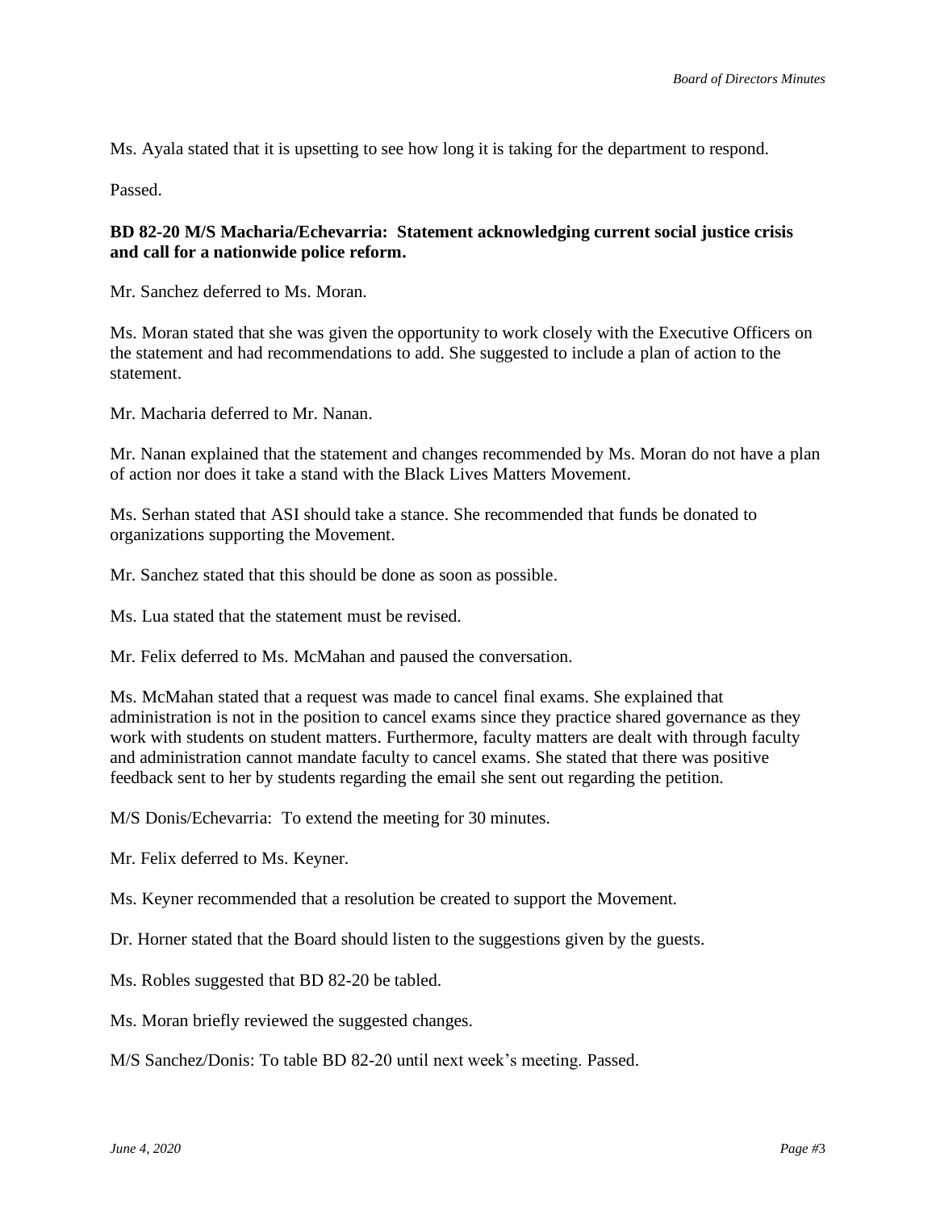Ms. Ayala stated that it is upsetting to see how long it is taking for the department to respond.

Passed.

**BD 82-20 M/S Macharia/Echevarria: Statement acknowledging current social justice crisis and call for a nationwide police reform.**

Mr. Sanchez deferred to Ms. Moran.

Ms. Moran stated that she was given the opportunity to work closely with the Executive Officers on the statement and had recommendations to add. She suggested to include a plan of action to the statement.

Mr. Macharia deferred to Mr. Nanan.

Mr. Nanan explained that the statement and changes recommended by Ms. Moran do not have a plan of action nor does it take a stand with the Black Lives Matters Movement.

Ms. Serhan stated that ASI should take a stance. She recommended that funds be donated to organizations supporting the Movement.

Mr. Sanchez stated that this should be done as soon as possible.

Ms. Lua stated that the statement must be revised.

Mr. Felix deferred to Ms. McMahan and paused the conversation.

Ms. McMahan stated that a request was made to cancel final exams. She explained that administration is not in the position to cancel exams since they practice shared governance as they work with students on student matters. Furthermore, faculty matters are dealt with through faculty and administration cannot mandate faculty to cancel exams. She stated that there was positive feedback sent to her by students regarding the email she sent out regarding the petition.

M/S Donis/Echevarria: To extend the meeting for 30 minutes.

Mr. Felix deferred to Ms. Keyner.

Ms. Keyner recommended that a resolution be created to support the Movement.

Dr. Horner stated that the Board should listen to the suggestions given by the guests.

Ms. Robles suggested that BD 82-20 be tabled.

Ms. Moran briefly reviewed the suggested changes.

M/S Sanchez/Donis: To table BD 82-20 until next week's meeting. Passed.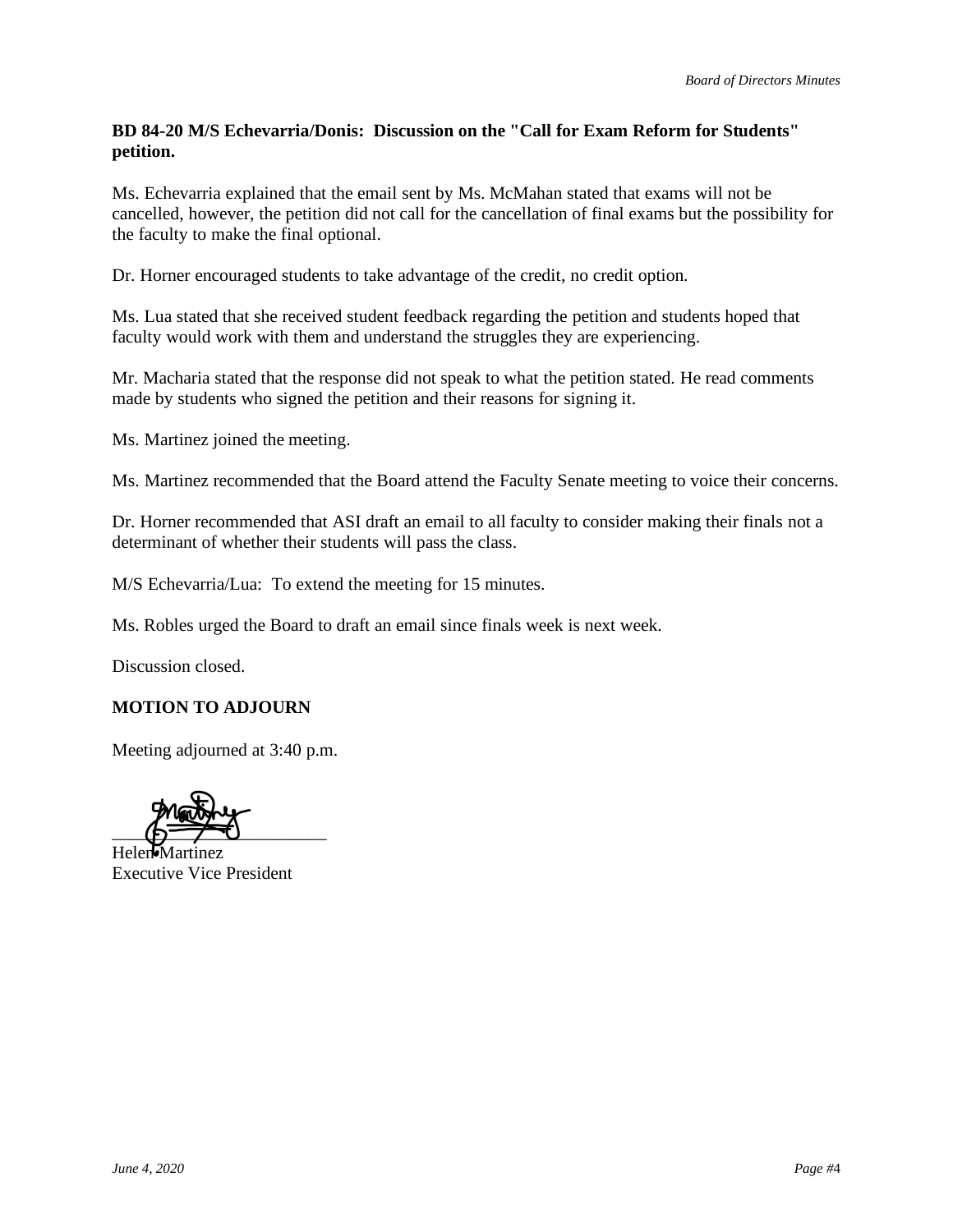**BD 84-20 M/S Echevarria/Donis: Discussion on the "Call for Exam Reform for Students" petition.**

Ms. Echevarria explained that the email sent by Ms. McMahan stated that exams will not be cancelled, however, the petition did not call for the cancellation of final exams but the possibility for the faculty to make the final optional.

Dr. Horner encouraged students to take advantage of the credit, no credit option.

Ms. Lua stated that she received student feedback regarding the petition and students hoped that faculty would work with them and understand the struggles they are experiencing.

Mr. Macharia stated that the response did not speak to what the petition stated. He read comments made by students who signed the petition and their reasons for signing it.

Ms. Martinez joined the meeting.

Ms. Martinez recommended that the Board attend the Faculty Senate meeting to voice their concerns.

Dr. Horner recommended that ASI draft an email to all faculty to consider making their finals not a determinant of whether their students will pass the class.

M/S Echevarria/Lua: To extend the meeting for 15 minutes.

Ms. Robles urged the Board to draft an email since finals week is next week.

Discussion closed.

**MOTION TO ADJOURN**

Meeting adjourned at 3:40 p.m.

\_\_\_\_\_\_\_\_\_\_\_\_\_\_\_\_\_\_\_\_\_\_\_\_\_

Helen Martinez
Executive Vice President